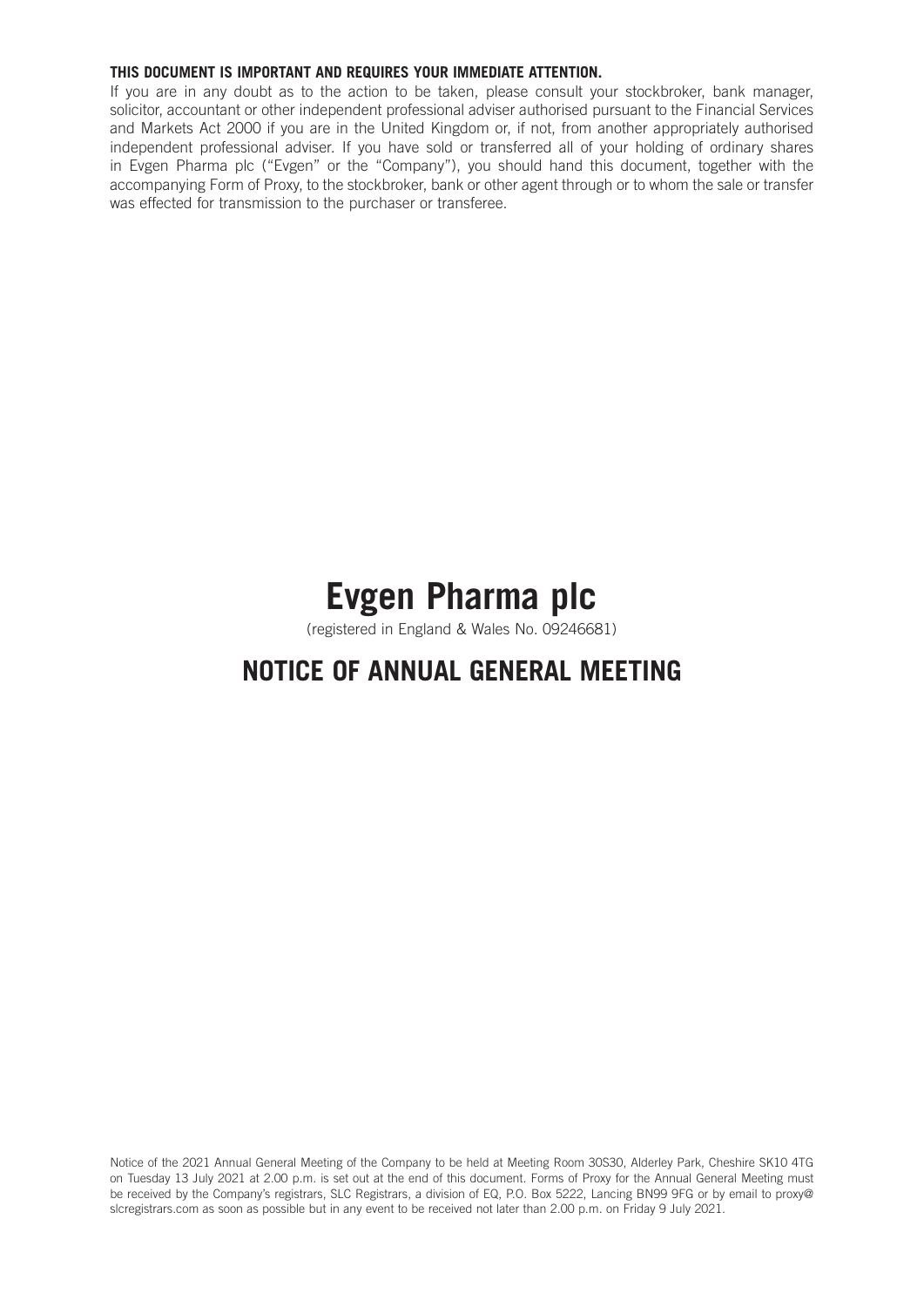**THIS DOCUMENT IS IMPORTANT AND REQUIRES YOUR IMMEDIATE ATTENTION.**

If you are in any doubt as to the action to be taken, please consult your stockbroker, bank manager, solicitor, accountant or other independent professional adviser authorised pursuant to the Financial Services and Markets Act 2000 if you are in the United Kingdom or, if not, from another appropriately authorised independent professional adviser. If you have sold or transferred all of your holding of ordinary shares in Evgen Pharma plc ("Evgen" or the "Company"), you should hand this document, together with the accompanying Form of Proxy, to the stockbroker, bank or other agent through or to whom the sale or transfer was effected for transmission to the purchaser or transferee.

# Evgen Pharma plc

(registered in England & Wales No. 09246681)

## NOTICE OF ANNUAL GENERAL MEETING

Notice of the 2021 Annual General Meeting of the Company to be held at Meeting Room 30S30, Alderley Park, Cheshire SK10 4TG on Tuesday 13 July 2021 at 2.00 p.m. is set out at the end of this document. Forms of Proxy for the Annual General Meeting must be received by the Company's registrars, SLC Registrars, a division of EQ, P.O. Box 5222, Lancing BN99 9FG or by email to proxy@slcregistrars.com as soon as possible but in any event to be received not later than 2.00 p.m. on Friday 9 July 2021.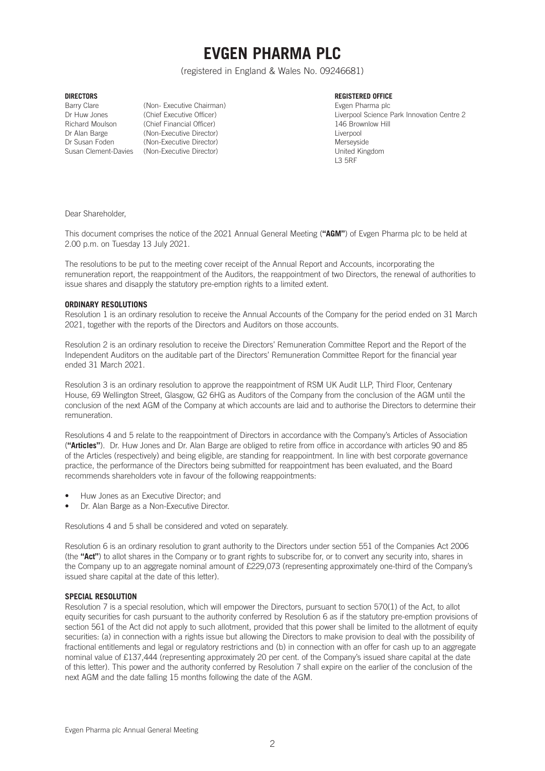# EVGEN PHARMA PLC

(registered in England & Wales No. 09246681)

**DIRECTORS**

| | |
|---|---|
| Barry Clare | (Non- Executive Chairman) |
| Dr Huw Jones | (Chief Executive Officer) |
| Richard Moulson | (Chief Financial Officer) |
| Dr Alan Barge | (Non-Executive Director) |
| Dr Susan Foden | (Non-Executive Director) |
| Susan Clement-Davies | (Non-Executive Director) |

**REGISTERED OFFICE**

Evgen Pharma plc
Liverpool Science Park Innovation Centre 2
146 Brownlow Hill
Liverpool
Merseyside
United Kingdom
L3 5RF

Dear Shareholder,

This document comprises the notice of the 2021 Annual General Meeting (**"AGM"**) of Evgen Pharma plc to be held at 2.00 p.m. on Tuesday 13 July 2021.

The resolutions to be put to the meeting cover receipt of the Annual Report and Accounts, incorporating the remuneration report, the reappointment of the Auditors, the reappointment of two Directors, the renewal of authorities to issue shares and disapply the statutory pre-emption rights to a limited extent.

**ORDINARY RESOLUTIONS**

Resolution 1 is an ordinary resolution to receive the Annual Accounts of the Company for the period ended on 31 March 2021, together with the reports of the Directors and Auditors on those accounts.

Resolution 2 is an ordinary resolution to receive the Directors' Remuneration Committee Report and the Report of the Independent Auditors on the auditable part of the Directors' Remuneration Committee Report for the financial year ended 31 March 2021.

Resolution 3 is an ordinary resolution to approve the reappointment of RSM UK Audit LLP, Third Floor, Centenary House, 69 Wellington Street, Glasgow, G2 6HG as Auditors of the Company from the conclusion of the AGM until the conclusion of the next AGM of the Company at which accounts are laid and to authorise the Directors to determine their remuneration.

Resolutions 4 and 5 relate to the reappointment of Directors in accordance with the Company's Articles of Association (**"Articles"**). Dr. Huw Jones and Dr. Alan Barge are obliged to retire from office in accordance with articles 90 and 85 of the Articles (respectively) and being eligible, are standing for reappointment. In line with best corporate governance practice, the performance of the Directors being submitted for reappointment has been evaluated, and the Board recommends shareholders vote in favour of the following reappointments:

- Huw Jones as an Executive Director; and
- Dr. Alan Barge as a Non-Executive Director.

Resolutions 4 and 5 shall be considered and voted on separately.

Resolution 6 is an ordinary resolution to grant authority to the Directors under section 551 of the Companies Act 2006 (the **"Act"**) to allot shares in the Company or to grant rights to subscribe for, or to convert any security into, shares in the Company up to an aggregate nominal amount of £229,073 (representing approximately one-third of the Company's issued share capital at the date of this letter).

**SPECIAL RESOLUTION**

Resolution 7 is a special resolution, which will empower the Directors, pursuant to section 570(1) of the Act, to allot equity securities for cash pursuant to the authority conferred by Resolution 6 as if the statutory pre-emption provisions of section 561 of the Act did not apply to such allotment, provided that this power shall be limited to the allotment of equity securities: (a) in connection with a rights issue but allowing the Directors to make provision to deal with the possibility of fractional entitlements and legal or regulatory restrictions and (b) in connection with an offer for cash up to an aggregate nominal value of £137,444 (representing approximately 20 per cent. of the Company's issued share capital at the date of this letter). This power and the authority conferred by Resolution 7 shall expire on the earlier of the conclusion of the next AGM and the date falling 15 months following the date of the AGM.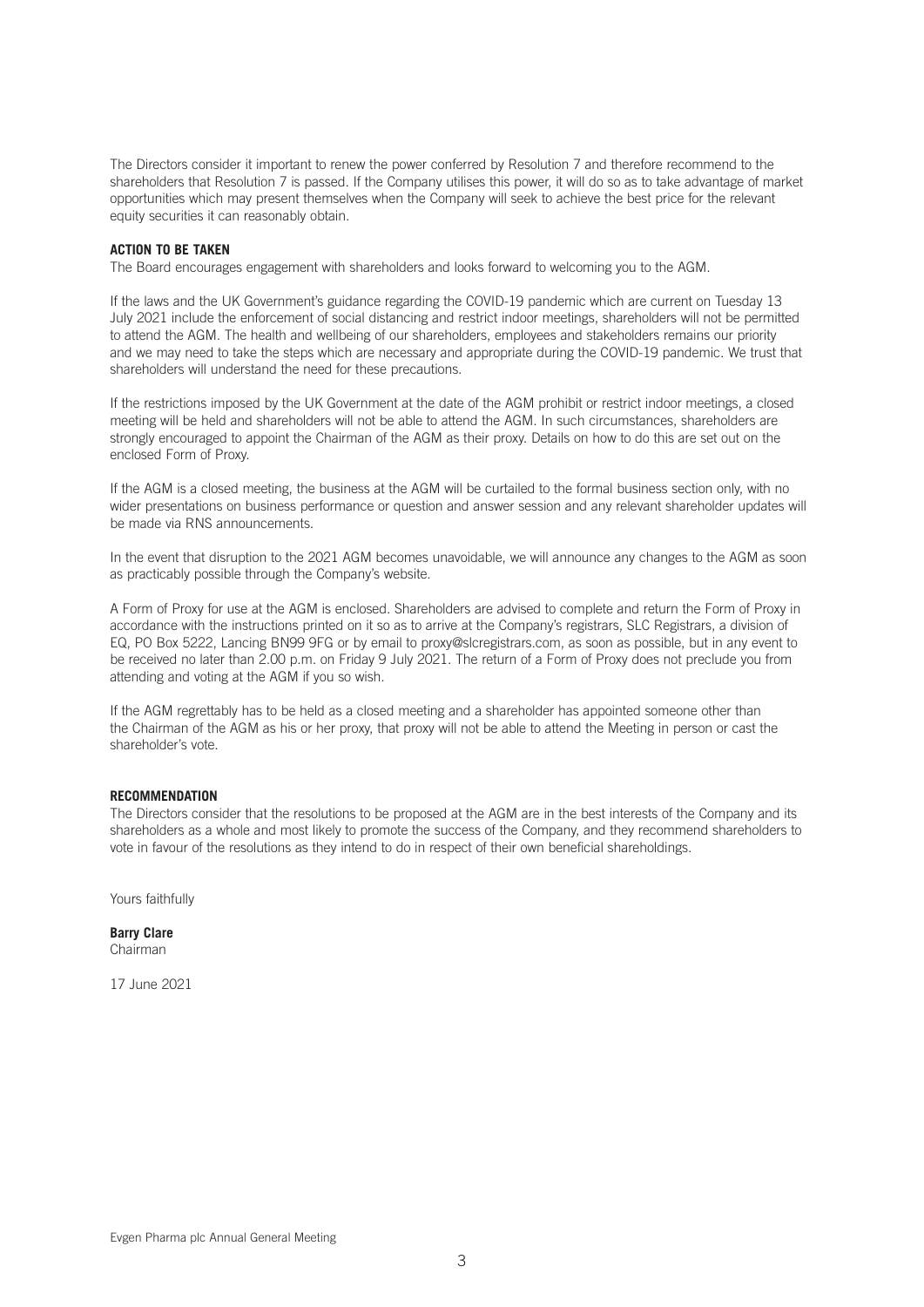The Directors consider it important to renew the power conferred by Resolution 7 and therefore recommend to the shareholders that Resolution 7 is passed. If the Company utilises this power, it will do so as to take advantage of market opportunities which may present themselves when the Company will seek to achieve the best price for the relevant equity securities it can reasonably obtain.

**ACTION TO BE TAKEN**

The Board encourages engagement with shareholders and looks forward to welcoming you to the AGM.

If the laws and the UK Government's guidance regarding the COVID-19 pandemic which are current on Tuesday 13 July 2021 include the enforcement of social distancing and restrict indoor meetings, shareholders will not be permitted to attend the AGM. The health and wellbeing of our shareholders, employees and stakeholders remains our priority and we may need to take the steps which are necessary and appropriate during the COVID-19 pandemic. We trust that shareholders will understand the need for these precautions.

If the restrictions imposed by the UK Government at the date of the AGM prohibit or restrict indoor meetings, a closed meeting will be held and shareholders will not be able to attend the AGM. In such circumstances, shareholders are strongly encouraged to appoint the Chairman of the AGM as their proxy. Details on how to do this are set out on the enclosed Form of Proxy.

If the AGM is a closed meeting, the business at the AGM will be curtailed to the formal business section only, with no wider presentations on business performance or question and answer session and any relevant shareholder updates will be made via RNS announcements.

In the event that disruption to the 2021 AGM becomes unavoidable, we will announce any changes to the AGM as soon as practicably possible through the Company's website.

A Form of Proxy for use at the AGM is enclosed. Shareholders are advised to complete and return the Form of Proxy in accordance with the instructions printed on it so as to arrive at the Company's registrars, SLC Registrars, a division of EQ, PO Box 5222, Lancing BN99 9FG or by email to proxy@slcregistrars.com, as soon as possible, but in any event to be received no later than 2.00 p.m. on Friday 9 July 2021. The return of a Form of Proxy does not preclude you from attending and voting at the AGM if you so wish.

If the AGM regrettably has to be held as a closed meeting and a shareholder has appointed someone other than the Chairman of the AGM as his or her proxy, that proxy will not be able to attend the Meeting in person or cast the shareholder's vote.

**RECOMMENDATION**

The Directors consider that the resolutions to be proposed at the AGM are in the best interests of the Company and its shareholders as a whole and most likely to promote the success of the Company, and they recommend shareholders to vote in favour of the resolutions as they intend to do in respect of their own beneficial shareholdings.

Yours faithfully

**Barry Clare**
Chairman

17 June 2021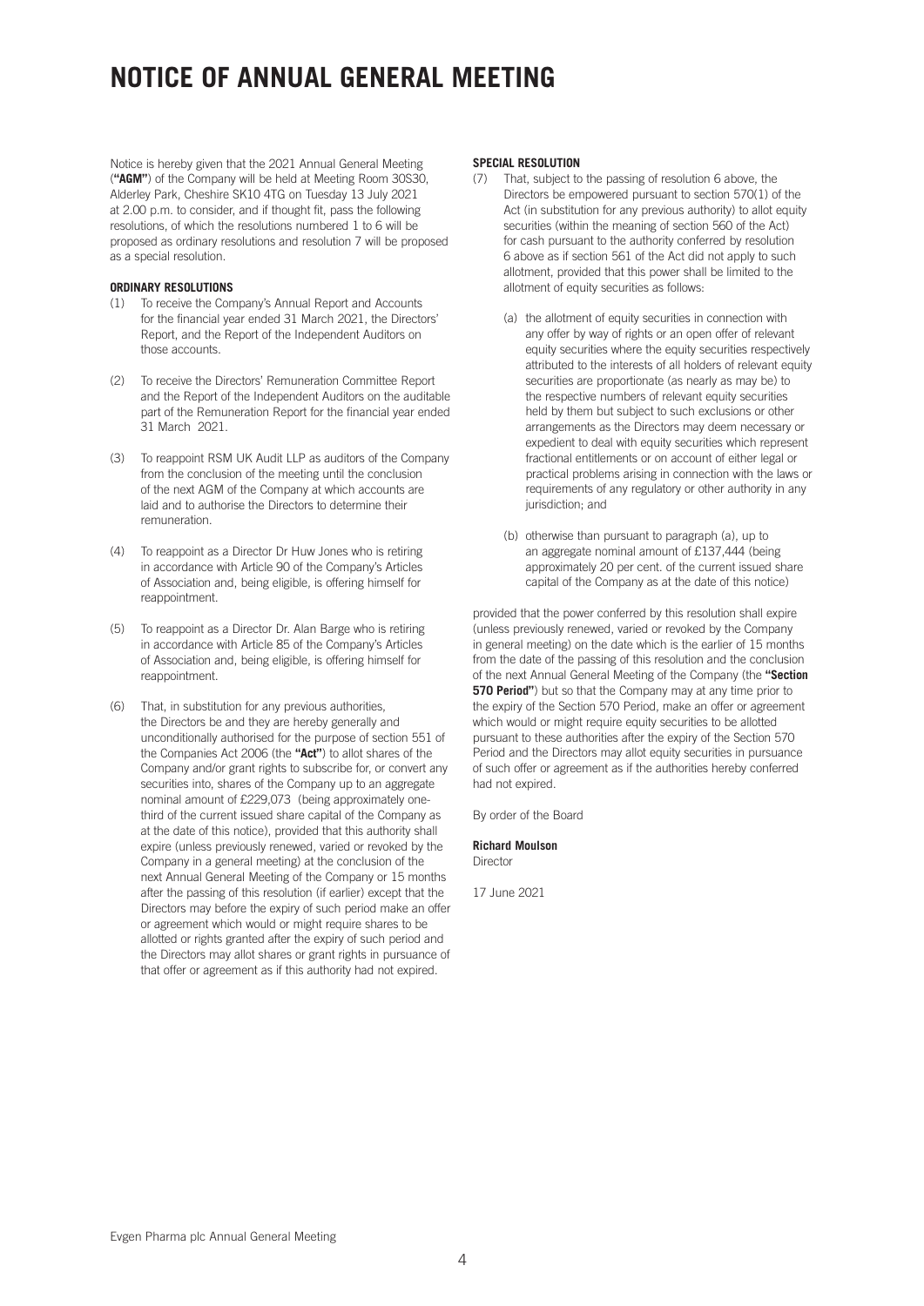# NOTICE OF ANNUAL GENERAL MEETING

Notice is hereby given that the 2021 Annual General Meeting (**"AGM"**) of the Company will be held at Meeting Room 30S30, Alderley Park, Cheshire SK10 4TG on Tuesday 13 July 2021 at 2.00 p.m. to consider, and if thought fit, pass the following resolutions, of which the resolutions numbered 1 to 6 will be proposed as ordinary resolutions and resolution 7 will be proposed as a special resolution.

**ORDINARY RESOLUTIONS**

(1) To receive the Company's Annual Report and Accounts for the financial year ended 31 March 2021, the Directors' Report, and the Report of the Independent Auditors on those accounts.

(2) To receive the Directors' Remuneration Committee Report and the Report of the Independent Auditors on the auditable part of the Remuneration Report for the financial year ended 31 March 2021.

(3) To reappoint RSM UK Audit LLP as auditors of the Company from the conclusion of the meeting until the conclusion of the next AGM of the Company at which accounts are laid and to authorise the Directors to determine their remuneration.

(4) To reappoint as a Director Dr Huw Jones who is retiring in accordance with Article 90 of the Company's Articles of Association and, being eligible, is offering himself for reappointment.

(5) To reappoint as a Director Dr. Alan Barge who is retiring in accordance with Article 85 of the Company's Articles of Association and, being eligible, is offering himself for reappointment.

(6) That, in substitution for any previous authorities, the Directors be and they are hereby generally and unconditionally authorised for the purpose of section 551 of the Companies Act 2006 (the **"Act"**) to allot shares of the Company and/or grant rights to subscribe for, or convert any securities into, shares of the Company up to an aggregate nominal amount of £229,073 (being approximately one-third of the current issued share capital of the Company as at the date of this notice), provided that this authority shall expire (unless previously renewed, varied or revoked by the Company in a general meeting) at the conclusion of the next Annual General Meeting of the Company or 15 months after the passing of this resolution (if earlier) except that the Directors may before the expiry of such period make an offer or agreement which would or might require shares to be allotted or rights granted after the expiry of such period and the Directors may allot shares or grant rights in pursuance of that offer or agreement as if this authority had not expired.

**SPECIAL RESOLUTION**

(7) That, subject to the passing of resolution 6 above, the Directors be empowered pursuant to section 570(1) of the Act (in substitution for any previous authority) to allot equity securities (within the meaning of section 560 of the Act) for cash pursuant to the authority conferred by resolution 6 above as if section 561 of the Act did not apply to such allotment, provided that this power shall be limited to the allotment of equity securities as follows:

   (a) the allotment of equity securities in connection with any offer by way of rights or an open offer of relevant equity securities where the equity securities respectively attributed to the interests of all holders of relevant equity securities are proportionate (as nearly as may be) to the respective numbers of relevant equity securities held by them but subject to such exclusions or other arrangements as the Directors may deem necessary or expedient to deal with equity securities which represent fractional entitlements or on account of either legal or practical problems arising in connection with the laws or requirements of any regulatory or other authority in any jurisdiction; and

   (b) otherwise than pursuant to paragraph (a), up to an aggregate nominal amount of £137,444 (being approximately 20 per cent. of the current issued share capital of the Company as at the date of this notice)

provided that the power conferred by this resolution shall expire (unless previously renewed, varied or revoked by the Company in general meeting) on the date which is the earlier of 15 months from the date of the passing of this resolution and the conclusion of the next Annual General Meeting of the Company (the **"Section 570 Period"**) but so that the Company may at any time prior to the expiry of the Section 570 Period, make an offer or agreement which would or might require equity securities to be allotted pursuant to these authorities after the expiry of the Section 570 Period and the Directors may allot equity securities in pursuance of such offer or agreement as if the authorities hereby conferred had not expired.

By order of the Board

**Richard Moulson**
Director

17 June 2021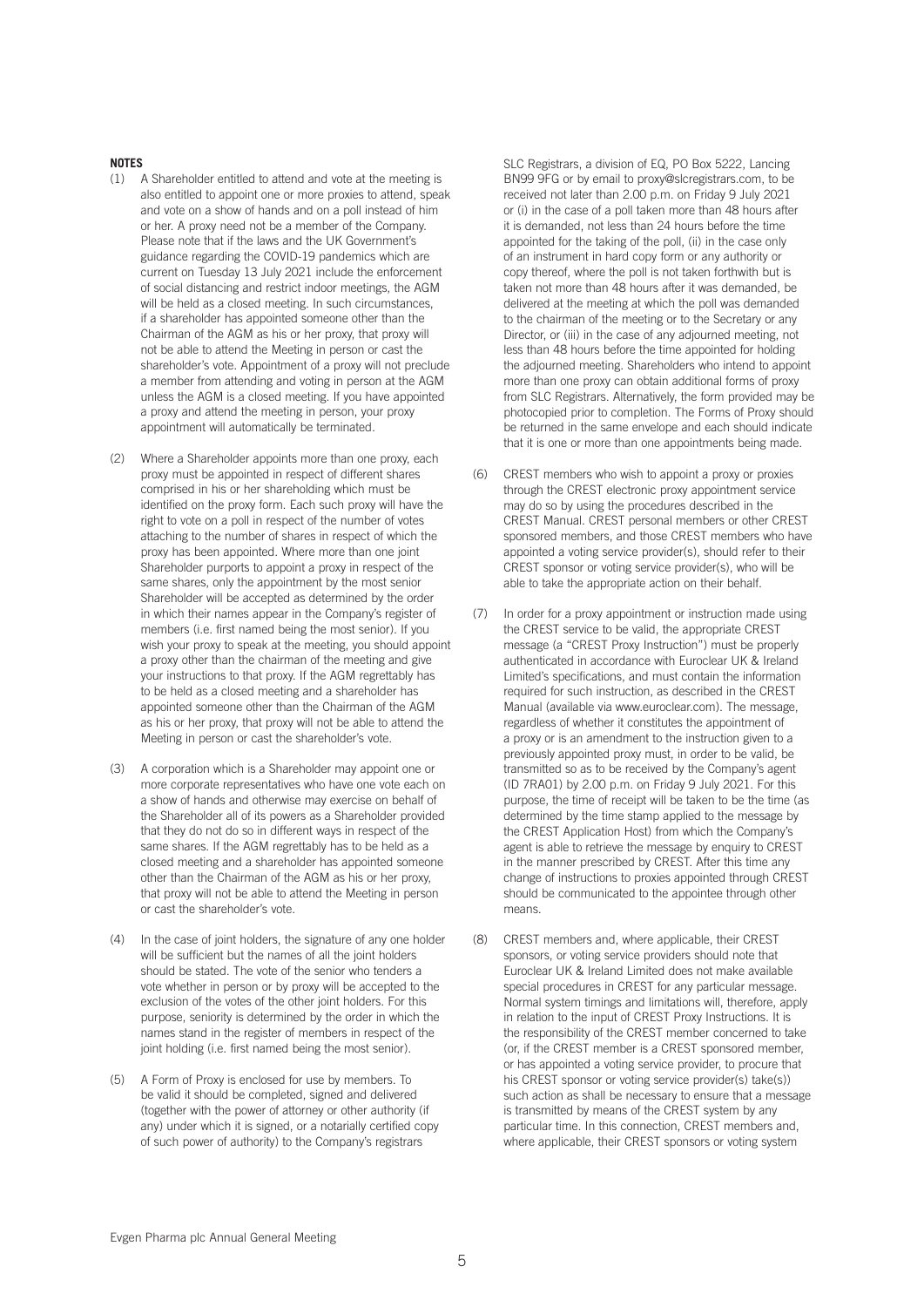**NOTES**

(1) A Shareholder entitled to attend and vote at the meeting is also entitled to appoint one or more proxies to attend, speak and vote on a show of hands and on a poll instead of him or her. A proxy need not be a member of the Company. Please note that if the laws and the UK Government's guidance regarding the COVID-19 pandemics which are current on Tuesday 13 July 2021 include the enforcement of social distancing and restrict indoor meetings, the AGM will be held as a closed meeting. In such circumstances, if a shareholder has appointed someone other than the Chairman of the AGM as his or her proxy, that proxy will not be able to attend the Meeting in person or cast the shareholder's vote. Appointment of a proxy will not preclude a member from attending and voting in person at the AGM unless the AGM is a closed meeting. If you have appointed a proxy and attend the meeting in person, your proxy appointment will automatically be terminated.

(2) Where a Shareholder appoints more than one proxy, each proxy must be appointed in respect of different shares comprised in his or her shareholding which must be identified on the proxy form. Each such proxy will have the right to vote on a poll in respect of the number of votes attaching to the number of shares in respect of which the proxy has been appointed. Where more than one joint Shareholder purports to appoint a proxy in respect of the same shares, only the appointment by the most senior Shareholder will be accepted as determined by the order in which their names appear in the Company's register of members (i.e. first named being the most senior). If you wish your proxy to speak at the meeting, you should appoint a proxy other than the chairman of the meeting and give your instructions to that proxy. If the AGM regrettably has to be held as a closed meeting and a shareholder has appointed someone other than the Chairman of the AGM as his or her proxy, that proxy will not be able to attend the Meeting in person or cast the shareholder's vote.

(3) A corporation which is a Shareholder may appoint one or more corporate representatives who have one vote each on a show of hands and otherwise may exercise on behalf of the Shareholder all of its powers as a Shareholder provided that they do not do so in different ways in respect of the same shares. If the AGM regrettably has to be held as a closed meeting and a shareholder has appointed someone other than the Chairman of the AGM as his or her proxy, that proxy will not be able to attend the Meeting in person or cast the shareholder's vote.

(4) In the case of joint holders, the signature of any one holder will be sufficient but the names of all the joint holders should be stated. The vote of the senior who tenders a vote whether in person or by proxy will be accepted to the exclusion of the votes of the other joint holders. For this purpose, seniority is determined by the order in which the names stand in the register of members in respect of the joint holding (i.e. first named being the most senior).

(5) A Form of Proxy is enclosed for use by members. To be valid it should be completed, signed and delivered (together with the power of attorney or other authority (if any) under which it is signed, or a notarially certified copy of such power of authority) to the Company's registrars SLC Registrars, a division of EQ, PO Box 5222, Lancing BN99 9FG or by email to proxy@slcregistrars.com, to be received not later than 2.00 p.m. on Friday 9 July 2021 or (i) in the case of a poll taken more than 48 hours after it is demanded, not less than 24 hours before the time appointed for the taking of the poll, (ii) in the case only of an instrument in hard copy form or any authority or copy thereof, where the poll is not taken forthwith but is taken not more than 48 hours after it was demanded, be delivered at the meeting at which the poll was demanded to the chairman of the meeting or to the Secretary or any Director, or (iii) in the case of any adjourned meeting, not less than 48 hours before the time appointed for holding the adjourned meeting. Shareholders who intend to appoint more than one proxy can obtain additional forms of proxy from SLC Registrars. Alternatively, the form provided may be photocopied prior to completion. The Forms of Proxy should be returned in the same envelope and each should indicate that it is one or more than one appointments being made.

(6) CREST members who wish to appoint a proxy or proxies through the CREST electronic proxy appointment service may do so by using the procedures described in the CREST Manual. CREST personal members or other CREST sponsored members, and those CREST members who have appointed a voting service provider(s), should refer to their CREST sponsor or voting service provider(s), who will be able to take the appropriate action on their behalf.

(7) In order for a proxy appointment or instruction made using the CREST service to be valid, the appropriate CREST message (a "CREST Proxy Instruction") must be properly authenticated in accordance with Euroclear UK & Ireland Limited's specifications, and must contain the information required for such instruction, as described in the CREST Manual (available via www.euroclear.com). The message, regardless of whether it constitutes the appointment of a proxy or is an amendment to the instruction given to a previously appointed proxy must, in order to be valid, be transmitted so as to be received by the Company's agent (ID 7RA01) by 2.00 p.m. on Friday 9 July 2021. For this purpose, the time of receipt will be taken to be the time (as determined by the time stamp applied to the message by the CREST Application Host) from which the Company's agent is able to retrieve the message by enquiry to CREST in the manner prescribed by CREST. After this time any change of instructions to proxies appointed through CREST should be communicated to the appointee through other means.

(8) CREST members and, where applicable, their CREST sponsors, or voting service providers should note that Euroclear UK & Ireland Limited does not make available special procedures in CREST for any particular message. Normal system timings and limitations will, therefore, apply in relation to the input of CREST Proxy Instructions. It is the responsibility of the CREST member concerned to take (or, if the CREST member is a CREST sponsored member, or has appointed a voting service provider, to procure that his CREST sponsor or voting service provider(s) take(s)) such action as shall be necessary to ensure that a message is transmitted by means of the CREST system by any particular time. In this connection, CREST members and, where applicable, their CREST sponsors or voting system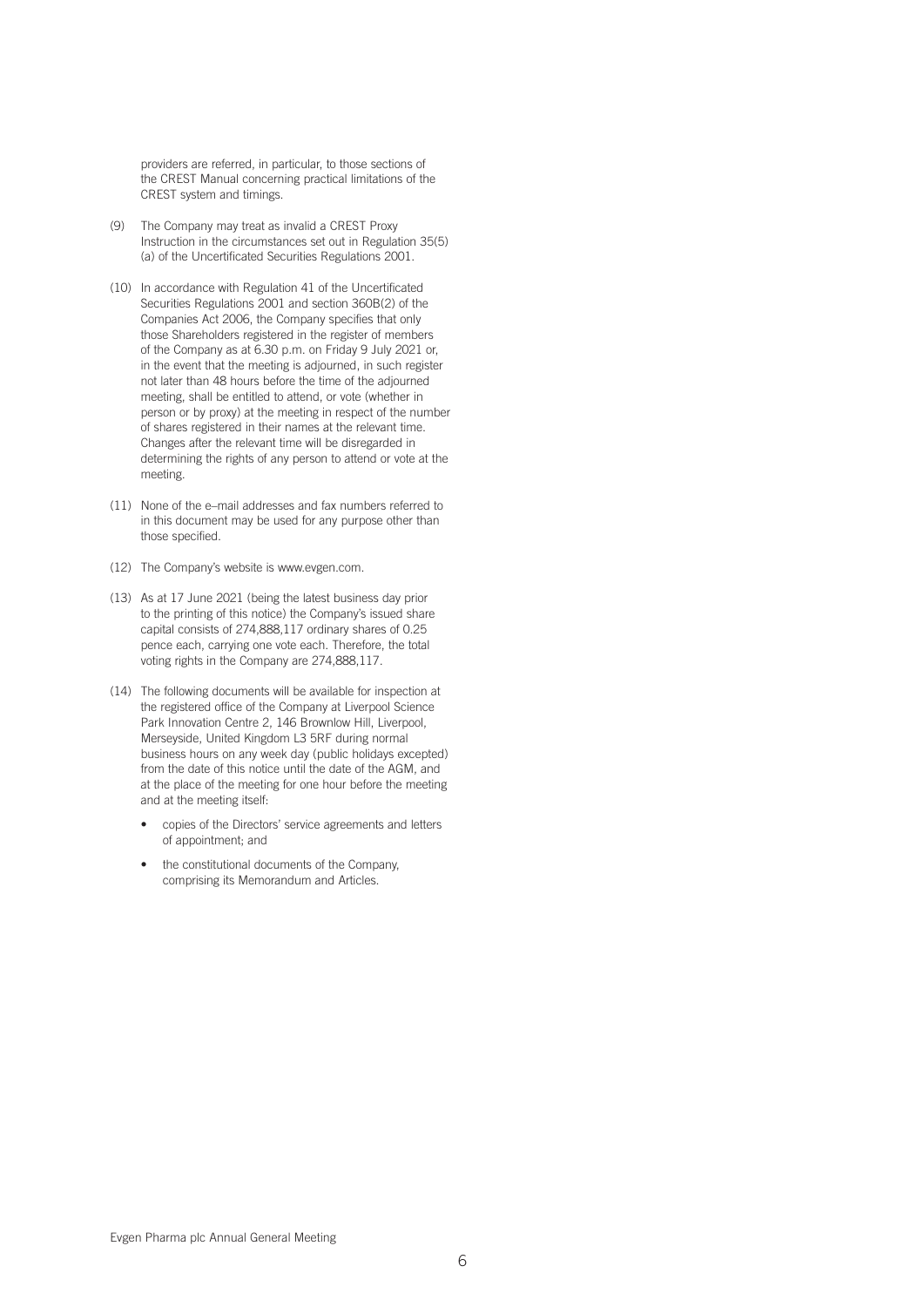providers are referred, in particular, to those sections of the CREST Manual concerning practical limitations of the CREST system and timings.

(9) The Company may treat as invalid a CREST Proxy Instruction in the circumstances set out in Regulation 35(5) (a) of the Uncertificated Securities Regulations 2001.

(10) In accordance with Regulation 41 of the Uncertificated Securities Regulations 2001 and section 360B(2) of the Companies Act 2006, the Company specifies that only those Shareholders registered in the register of members of the Company as at 6.30 p.m. on Friday 9 July 2021 or, in the event that the meeting is adjourned, in such register not later than 48 hours before the time of the adjourned meeting, shall be entitled to attend, or vote (whether in person or by proxy) at the meeting in respect of the number of shares registered in their names at the relevant time. Changes after the relevant time will be disregarded in determining the rights of any person to attend or vote at the meeting.

(11) None of the e–mail addresses and fax numbers referred to in this document may be used for any purpose other than those specified.

(12) The Company's website is www.evgen.com.

(13) As at 17 June 2021 (being the latest business day prior to the printing of this notice) the Company's issued share capital consists of 274,888,117 ordinary shares of 0.25 pence each, carrying one vote each. Therefore, the total voting rights in the Company are 274,888,117.

(14) The following documents will be available for inspection at the registered office of the Company at Liverpool Science Park Innovation Centre 2, 146 Brownlow Hill, Liverpool, Merseyside, United Kingdom L3 5RF during normal business hours on any week day (public holidays excepted) from the date of this notice until the date of the AGM, and at the place of the meeting for one hour before the meeting and at the meeting itself:

- copies of the Directors' service agreements and letters of appointment; and
- the constitutional documents of the Company, comprising its Memorandum and Articles.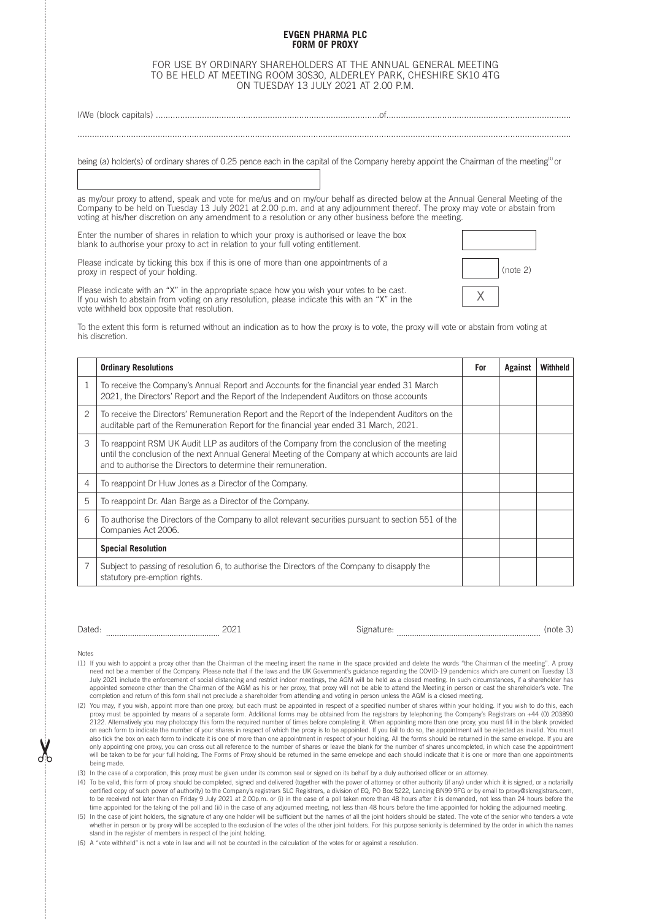**EVGEN PHARMA PLC**
**FORM OF PROXY**

FOR USE BY ORDINARY SHAREHOLDERS AT THE ANNUAL GENERAL MEETING
TO BE HELD AT MEETING ROOM 30S30, ALDERLEY PARK, CHESHIRE SK10 4TG
ON TUESDAY 13 JULY 2021 AT 2.00 P.M.

I/We (block capitals) ................................................................................................of...........................................................................

..........................................................................................................................................................................................................

being (a) holder(s) of ordinary shares of 0.25 pence each in the capital of the Company hereby appoint the Chairman of the meeting[1] or

as my/our proxy to attend, speak and vote for me/us and on my/our behalf as directed below at the Annual General Meeting of the Company to be held on Tuesday 13 July 2021 at 2.00 p.m. and at any adjournment thereof. The proxy may vote or abstain from voting at his/her discretion on any amendment to a resolution or any other business before the meeting.

Enter the number of shares in relation to which your proxy is authorised or leave the box blank to authorise your proxy to act in relation to your full voting entitlement.

Please indicate by ticking this box if this is one of more than one appointments of a proxy in respect of your holding. (note 2)

Please indicate with an "X" in the appropriate space how you wish your votes to be cast. If you wish to abstain from voting on any resolution, please indicate this with an "X" in the vote withheld box opposite that resolution. X

To the extent this form is returned without an indication as to how the proxy is to vote, the proxy will vote or abstain from voting at his discretion.

| | **Ordinary Resolutions** | **For** | **Against** | **Withheld** |
|---|---|---|---|---|
| 1 | To receive the Company's Annual Report and Accounts for the financial year ended 31 March 2021, the Directors' Report and the Report of the Independent Auditors on those accounts | | | |
| 2 | To receive the Directors' Remuneration Report and the Report of the Independent Auditors on the auditable part of the Remuneration Report for the financial year ended 31 March, 2021. | | | |
| 3 | To reappoint RSM UK Audit LLP as auditors of the Company from the conclusion of the meeting until the conclusion of the next Annual General Meeting of the Company at which accounts are laid and to authorise the Directors to determine their remuneration. | | | |
| 4 | To reappoint Dr Huw Jones as a Director of the Company. | | | |
| 5 | To reappoint Dr. Alan Barge as a Director of the Company. | | | |
| 6 | To authorise the Directors of the Company to allot relevant securities pursuant to section 551 of the Companies Act 2006. | | | |
| | **Special Resolution** | | | |
| 7 | Subject to passing of resolution 6, to authorise the Directors of the Company to disapply the statutory pre-emption rights. | | | |

Dated: .................................................. 2021 Signature: ................................................................ (note 3)

Notes

(1) If you wish to appoint a proxy other than the Chairman of the meeting insert the name in the space provided and delete the words "the Chairman of the meeting". A proxy need not be a member of the Company. Please note that if the laws and the UK Government's guidance regarding the COVID-19 pandemics which are current on Tuesday 13 July 2021 include the enforcement of social distancing and restrict indoor meetings, the AGM will be held as a closed meeting. In such circumstances, if a shareholder has appointed someone other than the Chairman of the AGM as his or her proxy, that proxy will not be able to attend the Meeting in person or cast the shareholder's vote. The completion and return of this form shall not preclude a shareholder from attending and voting in person unless the AGM is a closed meeting.

(2) You may, if you wish, appoint more than one proxy, but each must be appointed in respect of a specified number of shares within your holding. If you wish to do this, each proxy must be appointed by means of a separate form. Additional forms may be obtained from the registrars by telephoning the Company's Registrars on +44 (0) 203890 2122. Alternatively you may photocopy this form the required number of times before completing it. When appointing more than one proxy, you must fill in the blank provided on each form to indicate the number of your shares in respect of which the proxy is to be appointed. If you fail to do so, the appointment will be rejected as invalid. You must also tick the box on each form to indicate it is one of more than one appointment in respect of your holding. All the forms should be returned in the same envelope. If you are only appointing one proxy, you can cross out all reference to the number of shares or leave the blank for the number of shares uncompleted, in which case the appointment will be taken to be for your full holding. The Forms of Proxy should be returned in the same envelope and each should indicate that it is one or more than one appointments being made.

(3) In the case of a corporation, this proxy must be given under its common seal or signed on its behalf by a duly authorised officer or an attorney.

(4) To be valid, this form of proxy should be completed, signed and delivered (together with the power of attorney or other authority (if any) under which it is signed, or a notarially certified copy of such power of authority) to the Company's registrars SLC Registrars, a division of EQ, PO Box 5222, Lancing BN99 9FG or by email to proxy@slcregistrars.com, to be received not later than on Friday 9 July 2021 at 2.00p.m. or (i) in the case of a poll taken more than 48 hours after it is demanded, not less than 24 hours before the time appointed for the taking of the poll and (ii) in the case of any adjourned meeting, not less than 48 hours before the time appointed for holding the adjourned meeting.

(5) In the case of joint holders, the signature of any one holder will be sufficient but the names of all the joint holders should be stated. The vote of the senior who tenders a vote whether in person or by proxy will be accepted to the exclusion of the votes of the other joint holders. For this purpose seniority is determined by the order in which the names stand in the register of members in respect of the joint holding.

(6) A "vote withheld" is not a vote in law and will not be counted in the calculation of the votes for or against a resolution.